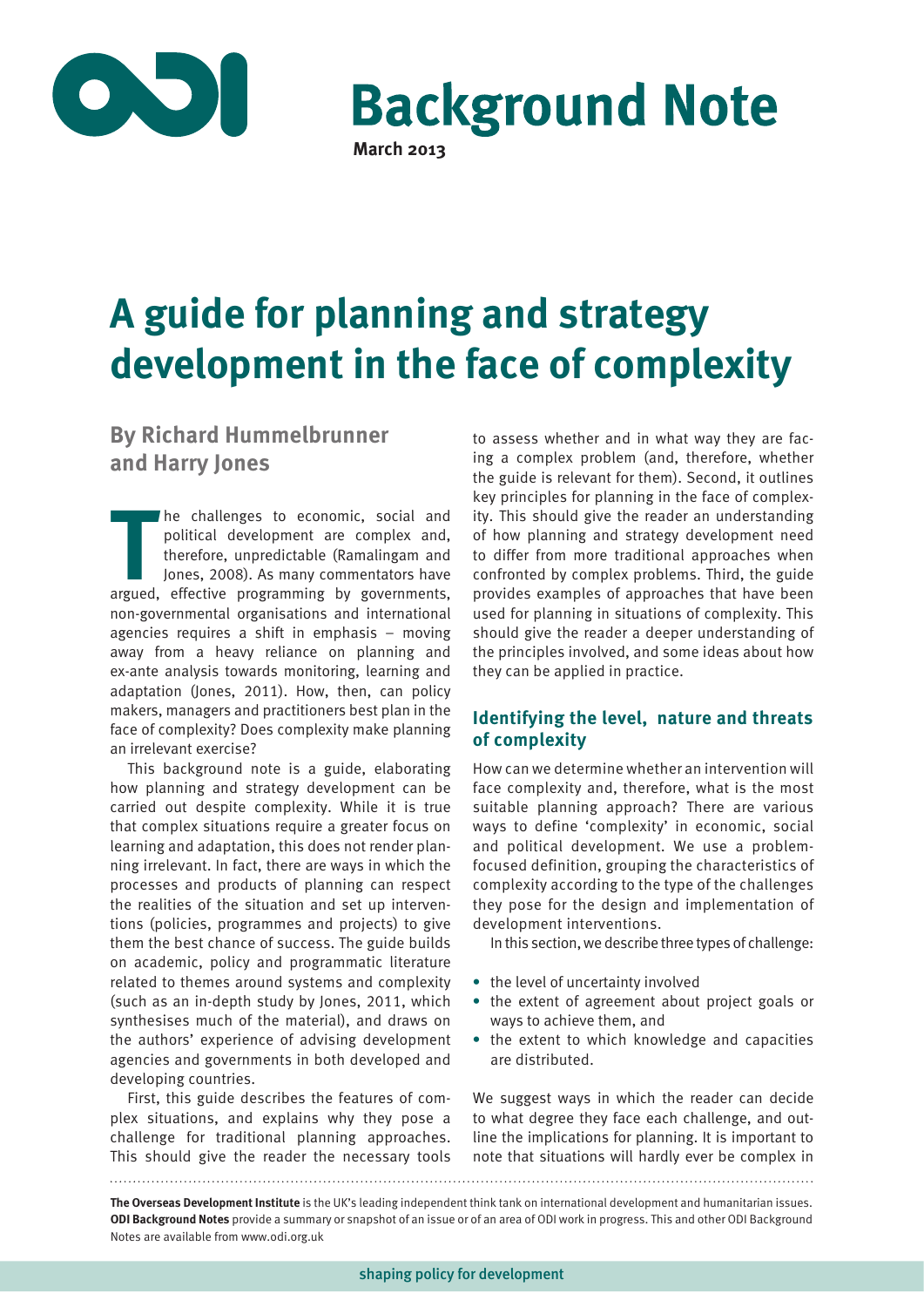# Background Note

**March 2013**

# A guide for planning and strategy development in the face of complexity

## By Richard Hummelbrunner and Harry Jones

The challenges to economic, social and political development are complex and, therefore, unpredictable (Ramalingam and Jones, 2008). As many commentators have argued, effective programming by governments, non-governmental organisations and international agencies requires a shift in emphasis – moving away from a heavy reliance on planning and ex-ante analysis towards monitoring, learning and adaptation (Jones, 2011). How, then, can policy makers, managers and practitioners best plan in the face of complexity? Does complexity make planning an irrelevant exercise?

This background note is a guide, elaborating how planning and strategy development can be carried out despite complexity. While it is true that complex situations require a greater focus on learning and adaptation, this does not render planning irrelevant. In fact, there are ways in which the processes and products of planning can respect the realities of the situation and set up interventions (policies, programmes and projects) to give them the best chance of success. The guide builds on academic, policy and programmatic literature related to themes around systems and complexity (such as an in-depth study by Jones, 2011, which synthesises much of the material), and draws on the authors' experience of advising development agencies and governments in both developed and developing countries.

First, this guide describes the features of complex situations, and explains why they pose a challenge for traditional planning approaches. This should give the reader the necessary tools to assess whether and in what way they are facing a complex problem (and, therefore, whether the guide is relevant for them). Second, it outlines key principles for planning in the face of complexity. This should give the reader an understanding of how planning and strategy development need to differ from more traditional approaches when confronted by complex problems. Third, the guide provides examples of approaches that have been used for planning in situations of complexity. This should give the reader a deeper understanding of the principles involved, and some ideas about how they can be applied in practice.

### Identifying the level, nature and threats of complexity

How can we determine whether an intervention will face complexity and, therefore, what is the most suitable planning approach? There are various ways to define 'complexity' in economic, social and political development. We use a problem-focused definition, grouping the characteristics of complexity according to the type of the challenges they pose for the design and implementation of development interventions.

In this section, we describe three types of challenge:

- the level of uncertainty involved
- the extent of agreement about project goals or ways to achieve them, and
- the extent to which knowledge and capacities are distributed.

We suggest ways in which the reader can decide to what degree they face each challenge, and outline the implications for planning. It is important to note that situations will hardly ever be complex in

**The Overseas Development Institute** is the UK's leading independent think tank on international development and humanitarian issues. **ODI Background Notes** provide a summary or snapshot of an issue or of an area of ODI work in progress. This and other ODI Background Notes are available from www.odi.org.uk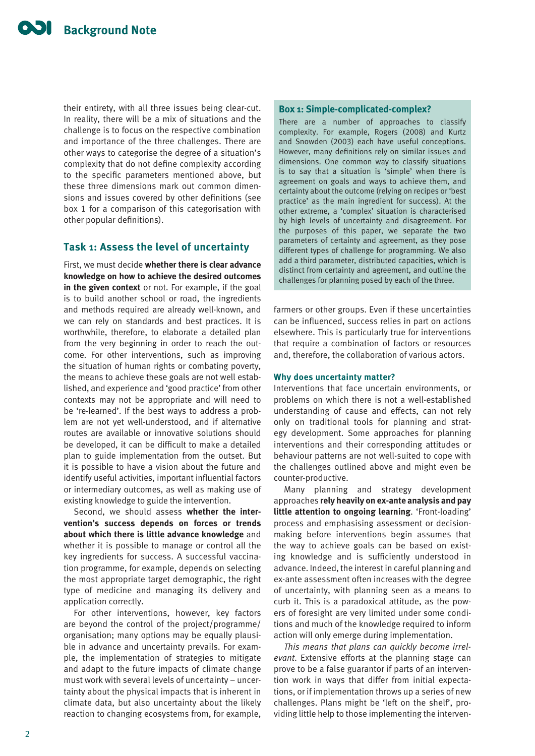their entirety, with all three issues being clear-cut. In reality, there will be a mix of situations and the challenge is to focus on the respective combination and importance of the three challenges. There are other ways to categorise the degree of a situation's complexity that do not define complexity according to the specific parameters mentioned above, but these three dimensions mark out common dimensions and issues covered by other definitions (see box 1 for a comparison of this categorisation with other popular definitions).

### Box 1: Simple-complicated-complex?

There are a number of approaches to classify complexity. For example, Rogers (2008) and Kurtz and Snowden (2003) each have useful conceptions. However, many definitions rely on similar issues and dimensions. One common way to classify situations is to say that a situation is 'simple' when there is agreement on goals and ways to achieve them, and certainty about the outcome (relying on recipes or 'best practice' as the main ingredient for success). At the other extreme, a 'complex' situation is characterised by high levels of uncertainty and disagreement. For the purposes of this paper, we separate the two parameters of certainty and agreement, as they pose different types of challenge for programming. We also add a third parameter, distributed capacities, which is distinct from certainty and agreement, and outline the challenges for planning posed by each of the three.

## Task 1: Assess the level of uncertainty

First, we must decide **whether there is clear advance knowledge on how to achieve the desired outcomes in the given context** or not. For example, if the goal is to build another school or road, the ingredients and methods required are already well-known, and we can rely on standards and best practices. It is worthwhile, therefore, to elaborate a detailed plan from the very beginning in order to reach the outcome. For other interventions, such as improving the situation of human rights or combating poverty, the means to achieve these goals are not well established, and experience and 'good practice' from other contexts may not be appropriate and will need to be 're-learned'. If the best ways to address a problem are not yet well-understood, and if alternative routes are available or innovative solutions should be developed, it can be difficult to make a detailed plan to guide implementation from the outset. But it is possible to have a vision about the future and identify useful activities, important influential factors or intermediary outcomes, as well as making use of existing knowledge to guide the intervention.

Second, we should assess **whether the intervention's success depends on forces or trends about which there is little advance knowledge** and whether it is possible to manage or control all the key ingredients for success. A successful vaccination programme, for example, depends on selecting the most appropriate target demographic, the right type of medicine and managing its delivery and application correctly.

For other interventions, however, key factors are beyond the control of the project/programme/organisation; many options may be equally plausible in advance and uncertainty prevails. For example, the implementation of strategies to mitigate and adapt to the future impacts of climate change must work with several levels of uncertainty – uncertainty about the physical impacts that is inherent in climate data, but also uncertainty about the likely reaction to changing ecosystems from, for example, farmers or other groups. Even if these uncertainties can be influenced, success relies in part on actions elsewhere. This is particularly true for interventions that require a combination of factors or resources and, therefore, the collaboration of various actors.

### Why does uncertainty matter?

Interventions that face uncertain environments, or problems on which there is not a well-established understanding of cause and effects, can not rely only on traditional tools for planning and strategy development. Some approaches for planning interventions and their corresponding attitudes or behaviour patterns are not well-suited to cope with the challenges outlined above and might even be counter-productive.

Many planning and strategy development approaches **rely heavily on ex-ante analysis and pay little attention to ongoing learning**. 'Front-loading' process and emphasising assessment or decision-making before interventions begin assumes that the way to achieve goals can be based on existing knowledge and is sufficiently understood in advance. Indeed, the interest in careful planning and ex-ante assessment often increases with the degree of uncertainty, with planning seen as a means to curb it. This is a paradoxical attitude, as the powers of foresight are very limited under some conditions and much of the knowledge required to inform action will only emerge during implementation.

*This means that plans can quickly become irrelevant.* Extensive efforts at the planning stage can prove to be a false guarantor if parts of an intervention work in ways that differ from initial expectations, or if implementation throws up a series of new challenges. Plans might be 'left on the shelf', providing little help to those implementing the interven-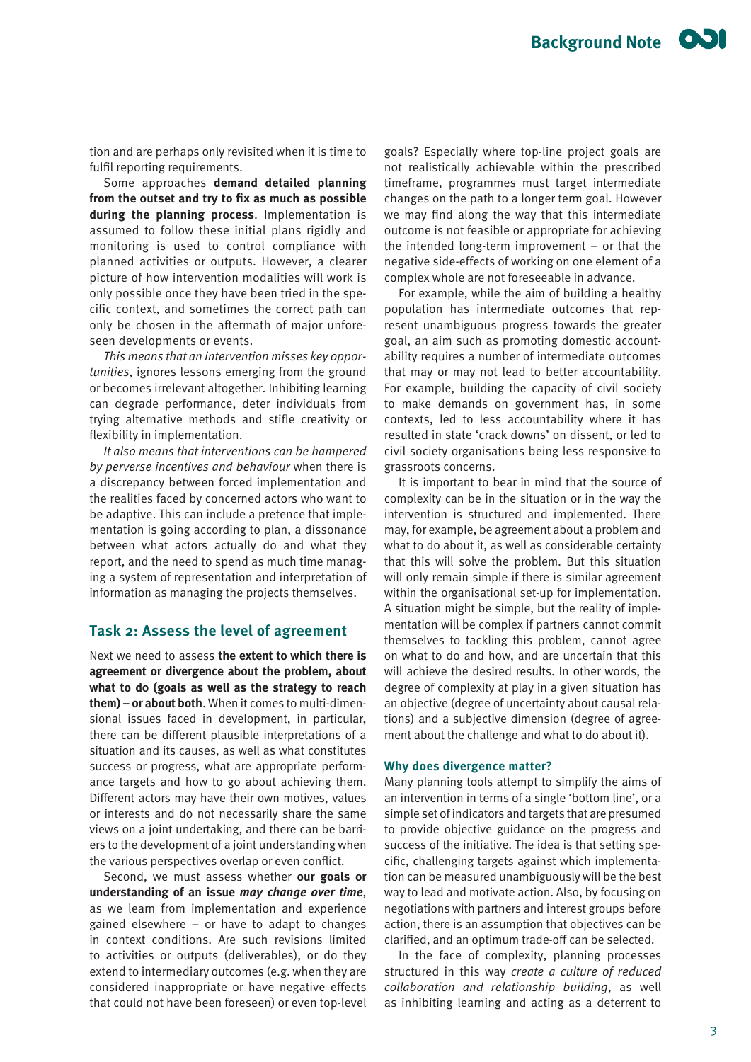tion and are perhaps only revisited when it is time to fulfil reporting requirements.

Some approaches **demand detailed planning from the outset and try to fix as much as possible during the planning process**. Implementation is assumed to follow these initial plans rigidly and monitoring is used to control compliance with planned activities or outputs. However, a clearer picture of how intervention modalities will work is only possible once they have been tried in the specific context, and sometimes the correct path can only be chosen in the aftermath of major unforeseen developments or events.

*This means that an intervention misses key opportunities*, ignores lessons emerging from the ground or becomes irrelevant altogether. Inhibiting learning can degrade performance, deter individuals from trying alternative methods and stifle creativity or flexibility in implementation.

*It also means that interventions can be hampered by perverse incentives and behaviour* when there is a discrepancy between forced implementation and the realities faced by concerned actors who want to be adaptive. This can include a pretence that implementation is going according to plan, a dissonance between what actors actually do and what they report, and the need to spend as much time managing a system of representation and interpretation of information as managing the projects themselves.

## Task 2: Assess the level of agreement

Next we need to assess **the extent to which there is agreement or divergence about the problem, about what to do (goals as well as the strategy to reach them) – or about both**. When it comes to multi-dimensional issues faced in development, in particular, there can be different plausible interpretations of a situation and its causes, as well as what constitutes success or progress, what are appropriate performance targets and how to go about achieving them. Different actors may have their own motives, values or interests and do not necessarily share the same views on a joint undertaking, and there can be barriers to the development of a joint understanding when the various perspectives overlap or even conflict.

Second, we must assess whether **our goals or understanding of an issue *may change over time***, as we learn from implementation and experience gained elsewhere – or have to adapt to changes in context conditions. Are such revisions limited to activities or outputs (deliverables), or do they extend to intermediary outcomes (e.g. when they are considered inappropriate or have negative effects that could not have been foreseen) or even top-level goals? Especially where top-line project goals are not realistically achievable within the prescribed timeframe, programmes must target intermediate changes on the path to a longer term goal. However we may find along the way that this intermediate outcome is not feasible or appropriate for achieving the intended long-term improvement – or that the negative side-effects of working on one element of a complex whole are not foreseeable in advance.

For example, while the aim of building a healthy population has intermediate outcomes that represent unambiguous progress towards the greater goal, an aim such as promoting domestic accountability requires a number of intermediate outcomes that may or may not lead to better accountability. For example, building the capacity of civil society to make demands on government has, in some contexts, led to less accountability where it has resulted in state 'crack downs' on dissent, or led to civil society organisations being less responsive to grassroots concerns.

It is important to bear in mind that the source of complexity can be in the situation or in the way the intervention is structured and implemented. There may, for example, be agreement about a problem and what to do about it, as well as considerable certainty that this will solve the problem. But this situation will only remain simple if there is similar agreement within the organisational set-up for implementation. A situation might be simple, but the reality of implementation will be complex if partners cannot commit themselves to tackling this problem, cannot agree on what to do and how, and are uncertain that this will achieve the desired results. In other words, the degree of complexity at play in a given situation has an objective (degree of uncertainty about causal relations) and a subjective dimension (degree of agreement about the challenge and what to do about it).

### Why does divergence matter?

Many planning tools attempt to simplify the aims of an intervention in terms of a single 'bottom line', or a simple set of indicators and targets that are presumed to provide objective guidance on the progress and success of the initiative. The idea is that setting specific, challenging targets against which implementation can be measured unambiguously will be the best way to lead and motivate action. Also, by focusing on negotiations with partners and interest groups before action, there is an assumption that objectives can be clarified, and an optimum trade-off can be selected.

In the face of complexity, planning processes structured in this way *create a culture of reduced collaboration and relationship building*, as well as inhibiting learning and acting as a deterrent to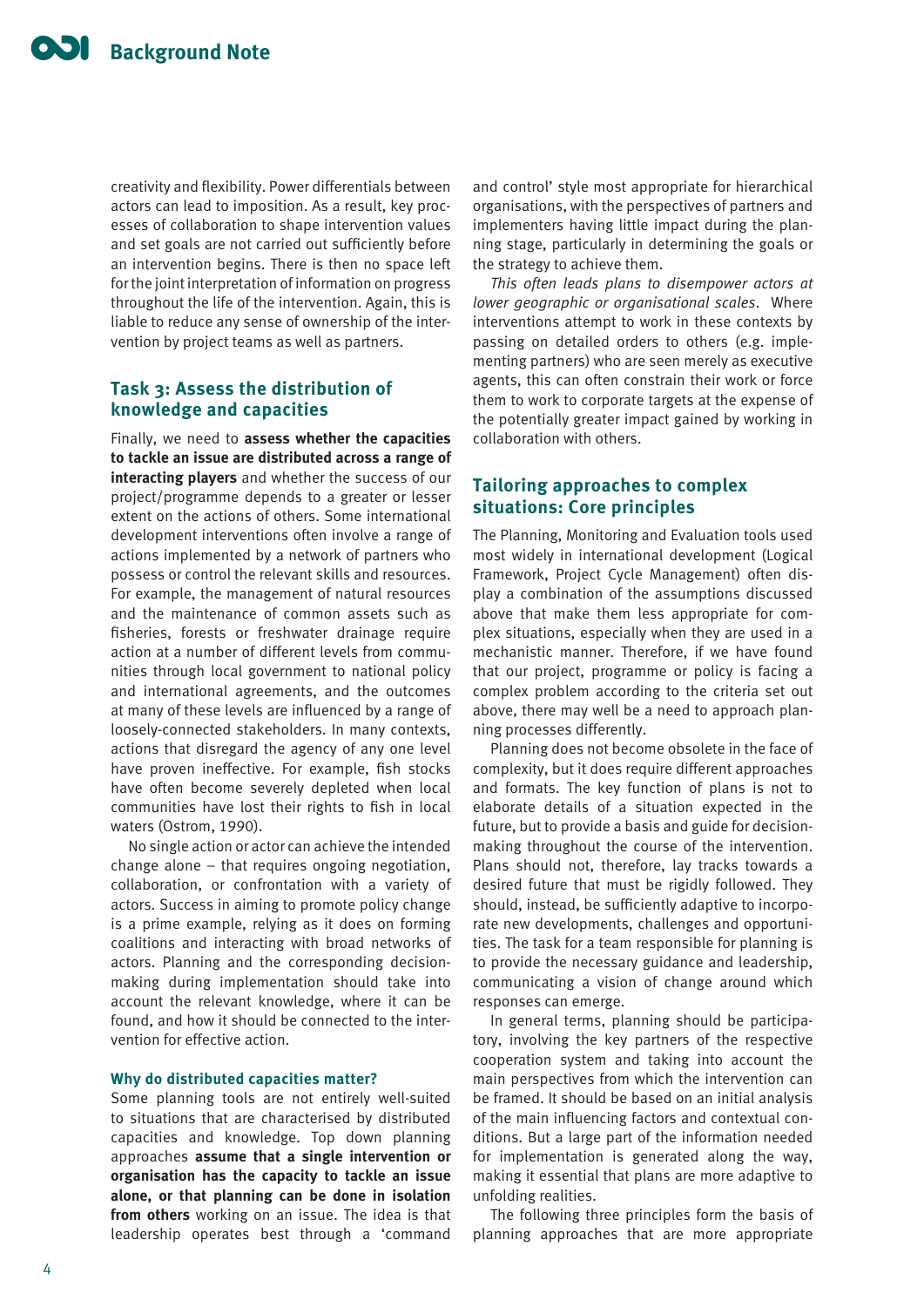creativity and flexibility. Power differentials between actors can lead to imposition. As a result, key processes of collaboration to shape intervention values and set goals are not carried out sufficiently before an intervention begins. There is then no space left for the joint interpretation of information on progress throughout the life of the intervention. Again, this is liable to reduce any sense of ownership of the intervention by project teams as well as partners.

## Task 3: Assess the distribution of knowledge and capacities

Finally, we need to **assess whether the capacities to tackle an issue are distributed across a range of interacting players** and whether the success of our project/programme depends to a greater or lesser extent on the actions of others. Some international development interventions often involve a range of actions implemented by a network of partners who possess or control the relevant skills and resources. For example, the management of natural resources and the maintenance of common assets such as fisheries, forests or freshwater drainage require action at a number of different levels from communities through local government to national policy and international agreements, and the outcomes at many of these levels are influenced by a range of loosely-connected stakeholders. In many contexts, actions that disregard the agency of any one level have proven ineffective. For example, fish stocks have often become severely depleted when local communities have lost their rights to fish in local waters (Ostrom, 1990).

No single action or actor can achieve the intended change alone – that requires ongoing negotiation, collaboration, or confrontation with a variety of actors. Success in aiming to promote policy change is a prime example, relying as it does on forming coalitions and interacting with broad networks of actors. Planning and the corresponding decision-making during implementation should take into account the relevant knowledge, where it can be found, and how it should be connected to the intervention for effective action.

### Why do distributed capacities matter?

Some planning tools are not entirely well-suited to situations that are characterised by distributed capacities and knowledge. Top down planning approaches **assume that a single intervention or organisation has the capacity to tackle an issue alone, or that planning can be done in isolation from others** working on an issue. The idea is that leadership operates best through a 'command and control' style most appropriate for hierarchical organisations, with the perspectives of partners and implementers having little impact during the planning stage, particularly in determining the goals or the strategy to achieve them.

*This often leads plans to disempower actors at lower geographic or organisational scales*. Where interventions attempt to work in these contexts by passing on detailed orders to others (e.g. implementing partners) who are seen merely as executive agents, this can often constrain their work or force them to work to corporate targets at the expense of the potentially greater impact gained by working in collaboration with others.

## Tailoring approaches to complex situations: Core principles

The Planning, Monitoring and Evaluation tools used most widely in international development (Logical Framework, Project Cycle Management) often display a combination of the assumptions discussed above that make them less appropriate for complex situations, especially when they are used in a mechanistic manner. Therefore, if we have found that our project, programme or policy is facing a complex problem according to the criteria set out above, there may well be a need to approach planning processes differently.

Planning does not become obsolete in the face of complexity, but it does require different approaches and formats. The key function of plans is not to elaborate details of a situation expected in the future, but to provide a basis and guide for decision-making throughout the course of the intervention. Plans should not, therefore, lay tracks towards a desired future that must be rigidly followed. They should, instead, be sufficiently adaptive to incorporate new developments, challenges and opportunities. The task for a team responsible for planning is to provide the necessary guidance and leadership, communicating a vision of change around which responses can emerge.

In general terms, planning should be participatory, involving the key partners of the respective cooperation system and taking into account the main perspectives from which the intervention can be framed. It should be based on an initial analysis of the main influencing factors and contextual conditions. But a large part of the information needed for implementation is generated along the way, making it essential that plans are more adaptive to unfolding realities.

The following three principles form the basis of planning approaches that are more appropriate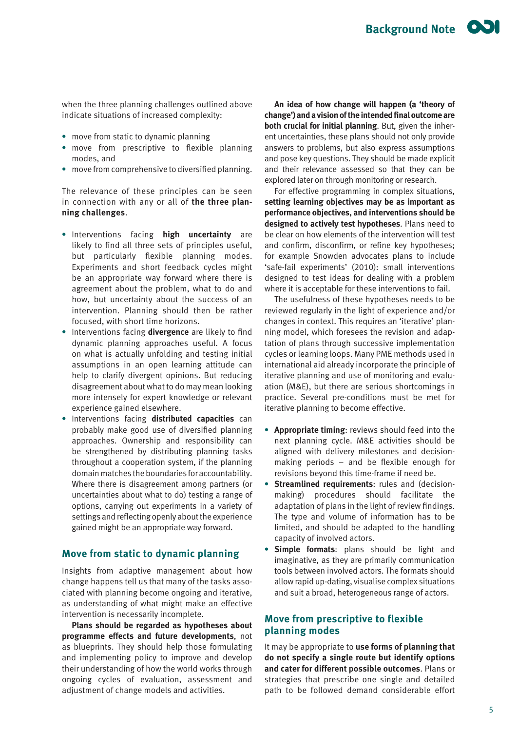when the three planning challenges outlined above indicate situations of increased complexity:

- move from static to dynamic planning
- move from prescriptive to flexible planning modes, and
- move from comprehensive to diversified planning.

The relevance of these principles can be seen in connection with any or all of **the three planning challenges**.

- Interventions facing **high uncertainty** are likely to find all three sets of principles useful, but particularly flexible planning modes. Experiments and short feedback cycles might be an appropriate way forward where there is agreement about the problem, what to do and how, but uncertainty about the success of an intervention. Planning should then be rather focused, with short time horizons.
- Interventions facing **divergence** are likely to find dynamic planning approaches useful. A focus on what is actually unfolding and testing initial assumptions in an open learning attitude can help to clarify divergent opinions. But reducing disagreement about what to do may mean looking more intensely for expert knowledge or relevant experience gained elsewhere.
- Interventions facing **distributed capacities** can probably make good use of diversified planning approaches. Ownership and responsibility can be strengthened by distributing planning tasks throughout a cooperation system, if the planning domain matches the boundaries for accountability. Where there is disagreement among partners (or uncertainties about what to do) testing a range of options, carrying out experiments in a variety of settings and reflecting openly about the experience gained might be an appropriate way forward.

## Move from static to dynamic planning

Insights from adaptive management about how change happens tell us that many of the tasks associated with planning become ongoing and iterative, as understanding of what might make an effective intervention is necessarily incomplete.

**Plans should be regarded as hypotheses about programme effects and future developments**, not as blueprints. They should help those formulating and implementing policy to improve and develop their understanding of how the world works through ongoing cycles of evaluation, assessment and adjustment of change models and activities.

**An idea of how change will happen (a 'theory of change') and a vision of the intended final outcome are both crucial for initial planning**. But, given the inherent uncertainties, these plans should not only provide answers to problems, but also express assumptions and pose key questions. They should be made explicit and their relevance assessed so that they can be explored later on through monitoring or research.

For effective programming in complex situations, **setting learning objectives may be as important as performance objectives, and interventions should be designed to actively test hypotheses**. Plans need to be clear on how elements of the intervention will test and confirm, disconfirm, or refine key hypotheses; for example Snowden advocates plans to include 'safe-fail experiments' (2010): small interventions designed to test ideas for dealing with a problem where it is acceptable for these interventions to fail.

The usefulness of these hypotheses needs to be reviewed regularly in the light of experience and/or changes in context. This requires an 'iterative' planning model, which foresees the revision and adaptation of plans through successive implementation cycles or learning loops. Many PME methods used in international aid already incorporate the principle of iterative planning and use of monitoring and evaluation (M&E), but there are serious shortcomings in practice. Several pre-conditions must be met for iterative planning to become effective.

- **Appropriate timing**: reviews should feed into the next planning cycle. M&E activities should be aligned with delivery milestones and decision-making periods – and be flexible enough for revisions beyond this time-frame if need be.
- **Streamlined requirements**: rules and (decision-making) procedures should facilitate the adaptation of plans in the light of review findings. The type and volume of information has to be limited, and should be adapted to the handling capacity of involved actors.
- **Simple formats**: plans should be light and imaginative, as they are primarily communication tools between involved actors. The formats should allow rapid up-dating, visualise complex situations and suit a broad, heterogeneous range of actors.

## Move from prescriptive to flexible planning modes

It may be appropriate to **use forms of planning that do not specify a single route but identify options and cater for different possible outcomes**. Plans or strategies that prescribe one single and detailed path to be followed demand considerable effort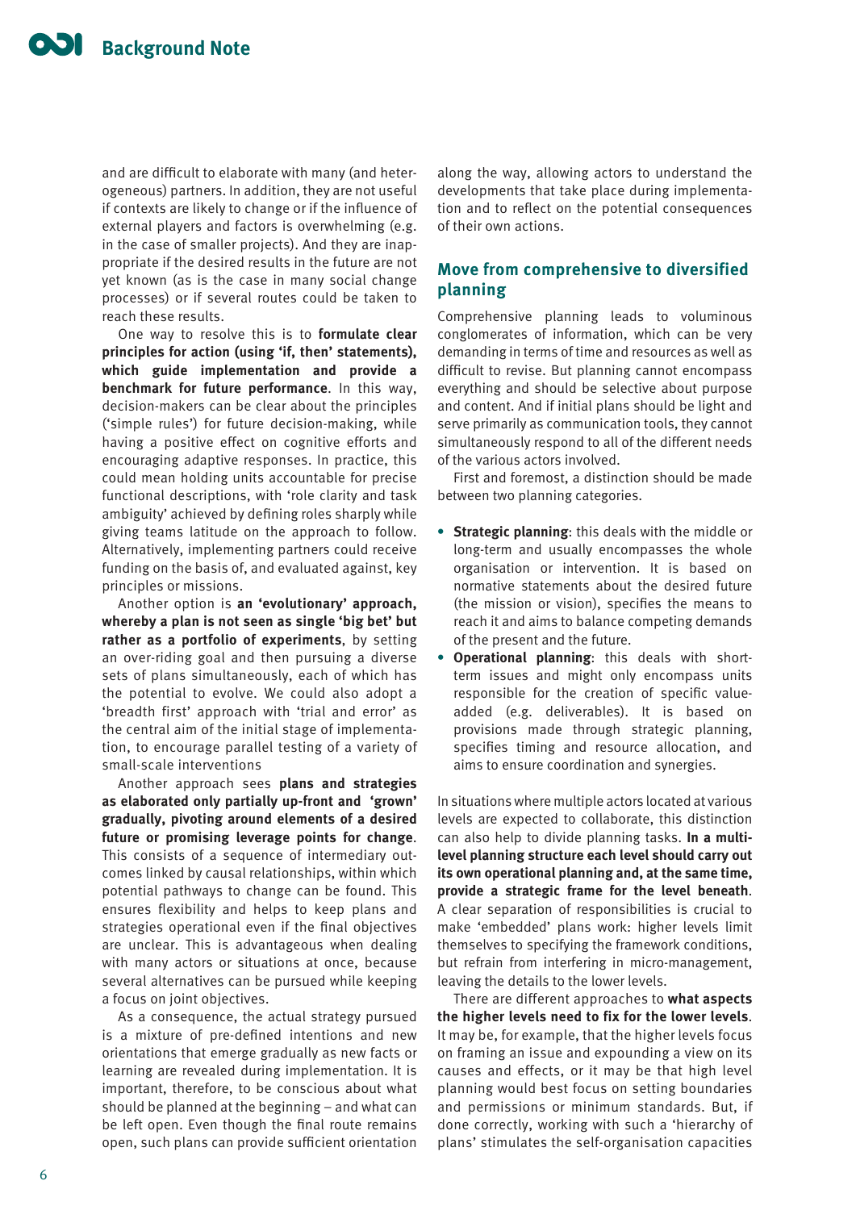and are difficult to elaborate with many (and heterogeneous) partners. In addition, they are not useful if contexts are likely to change or if the influence of external players and factors is overwhelming (e.g. in the case of smaller projects). And they are inappropriate if the desired results in the future are not yet known (as is the case in many social change processes) or if several routes could be taken to reach these results.

One way to resolve this is to **formulate clear principles for action (using 'if, then' statements), which guide implementation and provide a benchmark for future performance**. In this way, decision-makers can be clear about the principles ('simple rules') for future decision-making, while having a positive effect on cognitive efforts and encouraging adaptive responses. In practice, this could mean holding units accountable for precise functional descriptions, with 'role clarity and task ambiguity' achieved by defining roles sharply while giving teams latitude on the approach to follow. Alternatively, implementing partners could receive funding on the basis of, and evaluated against, key principles or missions.

Another option is **an 'evolutionary' approach, whereby a plan is not seen as single 'big bet' but rather as a portfolio of experiments**, by setting an over-riding goal and then pursuing a diverse sets of plans simultaneously, each of which has the potential to evolve. We could also adopt a 'breadth first' approach with 'trial and error' as the central aim of the initial stage of implementation, to encourage parallel testing of a variety of small-scale interventions

Another approach sees **plans and strategies as elaborated only partially up-front and 'grown' gradually, pivoting around elements of a desired future or promising leverage points for change**. This consists of a sequence of intermediary outcomes linked by causal relationships, within which potential pathways to change can be found. This ensures flexibility and helps to keep plans and strategies operational even if the final objectives are unclear. This is advantageous when dealing with many actors or situations at once, because several alternatives can be pursued while keeping a focus on joint objectives.

As a consequence, the actual strategy pursued is a mixture of pre-defined intentions and new orientations that emerge gradually as new facts or learning are revealed during implementation. It is important, therefore, to be conscious about what should be planned at the beginning – and what can be left open. Even though the final route remains open, such plans can provide sufficient orientation along the way, allowing actors to understand the developments that take place during implementation and to reflect on the potential consequences of their own actions.

## Move from comprehensive to diversified planning

Comprehensive planning leads to voluminous conglomerates of information, which can be very demanding in terms of time and resources as well as difficult to revise. But planning cannot encompass everything and should be selective about purpose and content. And if initial plans should be light and serve primarily as communication tools, they cannot simultaneously respond to all of the different needs of the various actors involved.

First and foremost, a distinction should be made between two planning categories.

- **Strategic planning**: this deals with the middle or long-term and usually encompasses the whole organisation or intervention. It is based on normative statements about the desired future (the mission or vision), specifies the means to reach it and aims to balance competing demands of the present and the future.
- **Operational planning**: this deals with short-term issues and might only encompass units responsible for the creation of specific value-added (e.g. deliverables). It is based on provisions made through strategic planning, specifies timing and resource allocation, and aims to ensure coordination and synergies.

In situations where multiple actors located at various levels are expected to collaborate, this distinction can also help to divide planning tasks. **In a multi-level planning structure each level should carry out its own operational planning and, at the same time, provide a strategic frame for the level beneath**. A clear separation of responsibilities is crucial to make 'embedded' plans work: higher levels limit themselves to specifying the framework conditions, but refrain from interfering in micro-management, leaving the details to the lower levels.

There are different approaches to **what aspects the higher levels need to fix for the lower levels**. It may be, for example, that the higher levels focus on framing an issue and expounding a view on its causes and effects, or it may be that high level planning would best focus on setting boundaries and permissions or minimum standards. But, if done correctly, working with such a 'hierarchy of plans' stimulates the self-organisation capacities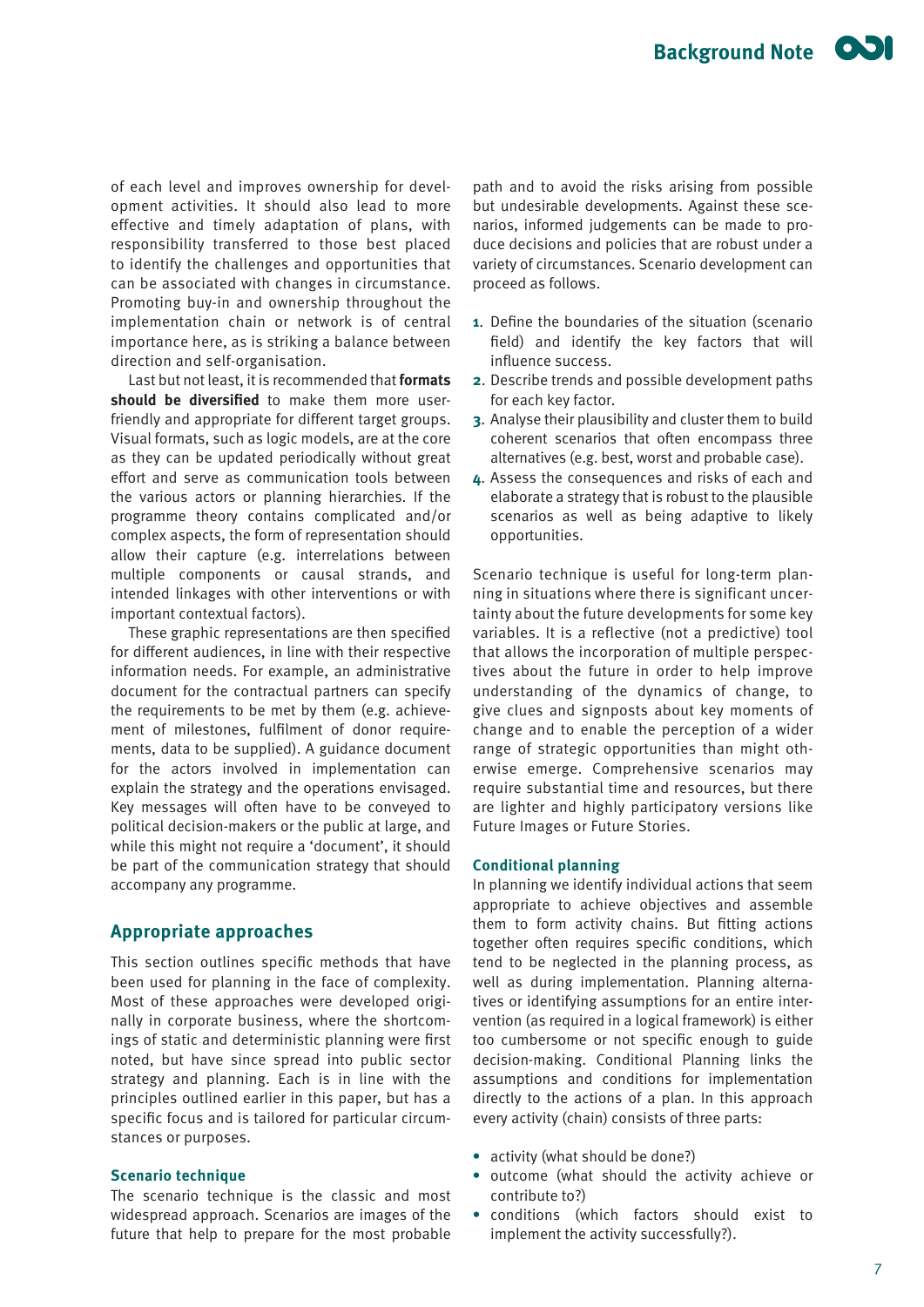of each level and improves ownership for development activities. It should also lead to more effective and timely adaptation of plans, with responsibility transferred to those best placed to identify the challenges and opportunities that can be associated with changes in circumstance. Promoting buy-in and ownership throughout the implementation chain or network is of central importance here, as is striking a balance between direction and self-organisation.

Last but not least, it is recommended that **formats should be diversified** to make them more user-friendly and appropriate for different target groups. Visual formats, such as logic models, are at the core as they can be updated periodically without great effort and serve as communication tools between the various actors or planning hierarchies. If the programme theory contains complicated and/or complex aspects, the form of representation should allow their capture (e.g. interrelations between multiple components or causal strands, and intended linkages with other interventions or with important contextual factors).

These graphic representations are then specified for different audiences, in line with their respective information needs. For example, an administrative document for the contractual partners can specify the requirements to be met by them (e.g. achievement of milestones, fulfilment of donor requirements, data to be supplied). A guidance document for the actors involved in implementation can explain the strategy and the operations envisaged. Key messages will often have to be conveyed to political decision-makers or the public at large, and while this might not require a 'document', it should be part of the communication strategy that should accompany any programme.

## Appropriate approaches

This section outlines specific methods that have been used for planning in the face of complexity. Most of these approaches were developed originally in corporate business, where the shortcomings of static and deterministic planning were first noted, but have since spread into public sector strategy and planning. Each is in line with the principles outlined earlier in this paper, but has a specific focus and is tailored for particular circumstances or purposes.

### Scenario technique

The scenario technique is the classic and most widespread approach. Scenarios are images of the future that help to prepare for the most probable path and to avoid the risks arising from possible but undesirable developments. Against these scenarios, informed judgements can be made to produce decisions and policies that are robust under a variety of circumstances. Scenario development can proceed as follows.

1. Define the boundaries of the situation (scenario field) and identify the key factors that will influence success.
2. Describe trends and possible development paths for each key factor.
3. Analyse their plausibility and cluster them to build coherent scenarios that often encompass three alternatives (e.g. best, worst and probable case).
4. Assess the consequences and risks of each and elaborate a strategy that is robust to the plausible scenarios as well as being adaptive to likely opportunities.

Scenario technique is useful for long-term planning in situations where there is significant uncertainty about the future developments for some key variables. It is a reflective (not a predictive) tool that allows the incorporation of multiple perspectives about the future in order to help improve understanding of the dynamics of change, to give clues and signposts about key moments of change and to enable the perception of a wider range of strategic opportunities than might otherwise emerge. Comprehensive scenarios may require substantial time and resources, but there are lighter and highly participatory versions like Future Images or Future Stories.

### Conditional planning

In planning we identify individual actions that seem appropriate to achieve objectives and assemble them to form activity chains. But fitting actions together often requires specific conditions, which tend to be neglected in the planning process, as well as during implementation. Planning alternatives or identifying assumptions for an entire intervention (as required in a logical framework) is either too cumbersome or not specific enough to guide decision-making. Conditional Planning links the assumptions and conditions for implementation directly to the actions of a plan. In this approach every activity (chain) consists of three parts:

- activity (what should be done?)
- outcome (what should the activity achieve or contribute to?)
- conditions (which factors should exist to implement the activity successfully?).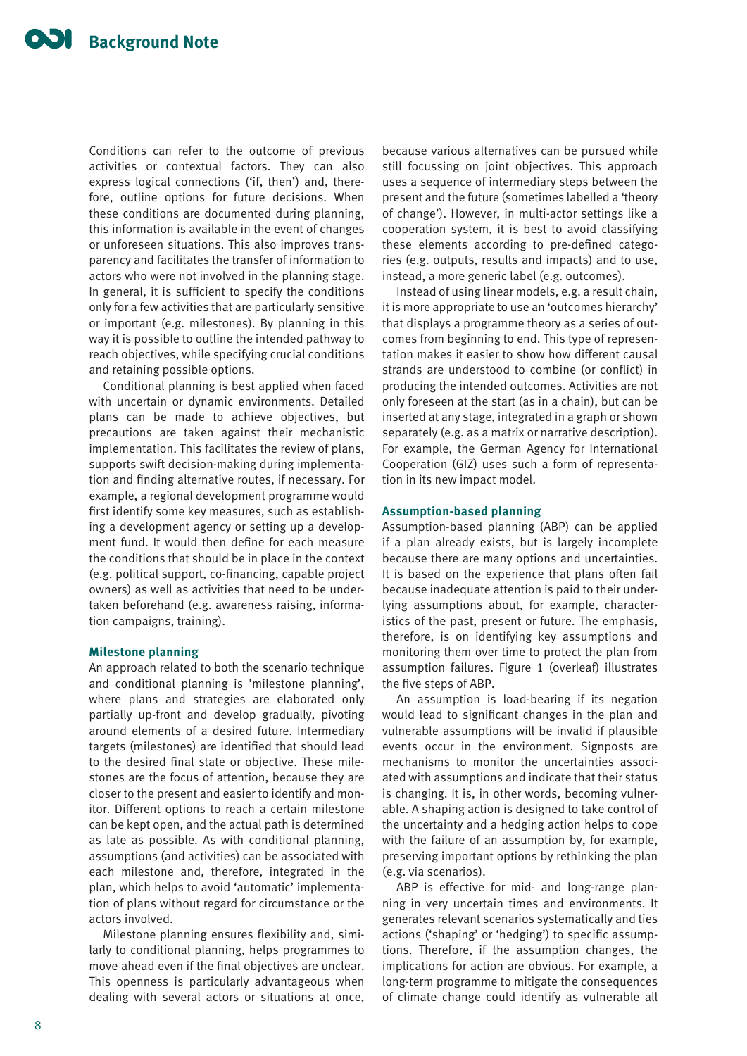Conditions can refer to the outcome of previous activities or contextual factors. They can also express logical connections ('if, then') and, therefore, outline options for future decisions. When these conditions are documented during planning, this information is available in the event of changes or unforeseen situations. This also improves transparency and facilitates the transfer of information to actors who were not involved in the planning stage. In general, it is sufficient to specify the conditions only for a few activities that are particularly sensitive or important (e.g. milestones). By planning in this way it is possible to outline the intended pathway to reach objectives, while specifying crucial conditions and retaining possible options.

Conditional planning is best applied when faced with uncertain or dynamic environments. Detailed plans can be made to achieve objectives, but precautions are taken against their mechanistic implementation. This facilitates the review of plans, supports swift decision-making during implementation and finding alternative routes, if necessary. For example, a regional development programme would first identify some key measures, such as establishing a development agency or setting up a development fund. It would then define for each measure the conditions that should be in place in the context (e.g. political support, co-financing, capable project owners) as well as activities that need to be undertaken beforehand (e.g. awareness raising, information campaigns, training).

### Milestone planning

An approach related to both the scenario technique and conditional planning is 'milestone planning', where plans and strategies are elaborated only partially up-front and develop gradually, pivoting around elements of a desired future. Intermediary targets (milestones) are identified that should lead to the desired final state or objective. These milestones are the focus of attention, because they are closer to the present and easier to identify and monitor. Different options to reach a certain milestone can be kept open, and the actual path is determined as late as possible. As with conditional planning, assumptions (and activities) can be associated with each milestone and, therefore, integrated in the plan, which helps to avoid 'automatic' implementation of plans without regard for circumstance or the actors involved.

Milestone planning ensures flexibility and, similarly to conditional planning, helps programmes to move ahead even if the final objectives are unclear. This openness is particularly advantageous when dealing with several actors or situations at once, because various alternatives can be pursued while still focussing on joint objectives. This approach uses a sequence of intermediary steps between the present and the future (sometimes labelled a 'theory of change'). However, in multi-actor settings like a cooperation system, it is best to avoid classifying these elements according to pre-defined categories (e.g. outputs, results and impacts) and to use, instead, a more generic label (e.g. outcomes).

Instead of using linear models, e.g. a result chain, it is more appropriate to use an 'outcomes hierarchy' that displays a programme theory as a series of outcomes from beginning to end. This type of representation makes it easier to show how different causal strands are understood to combine (or conflict) in producing the intended outcomes. Activities are not only foreseen at the start (as in a chain), but can be inserted at any stage, integrated in a graph or shown separately (e.g. as a matrix or narrative description). For example, the German Agency for International Cooperation (GIZ) uses such a form of representation in its new impact model.

### Assumption-based planning

Assumption-based planning (ABP) can be applied if a plan already exists, but is largely incomplete because there are many options and uncertainties. It is based on the experience that plans often fail because inadequate attention is paid to their underlying assumptions about, for example, characteristics of the past, present or future. The emphasis, therefore, is on identifying key assumptions and monitoring them over time to protect the plan from assumption failures. Figure 1 (overleaf) illustrates the five steps of ABP.

An assumption is load-bearing if its negation would lead to significant changes in the plan and vulnerable assumptions will be invalid if plausible events occur in the environment. Signposts are mechanisms to monitor the uncertainties associated with assumptions and indicate that their status is changing. It is, in other words, becoming vulnerable. A shaping action is designed to take control of the uncertainty and a hedging action helps to cope with the failure of an assumption by, for example, preserving important options by rethinking the plan (e.g. via scenarios).

ABP is effective for mid- and long-range planning in very uncertain times and environments. It generates relevant scenarios systematically and ties actions ('shaping' or 'hedging') to specific assumptions. Therefore, if the assumption changes, the implications for action are obvious. For example, a long-term programme to mitigate the consequences of climate change could identify as vulnerable all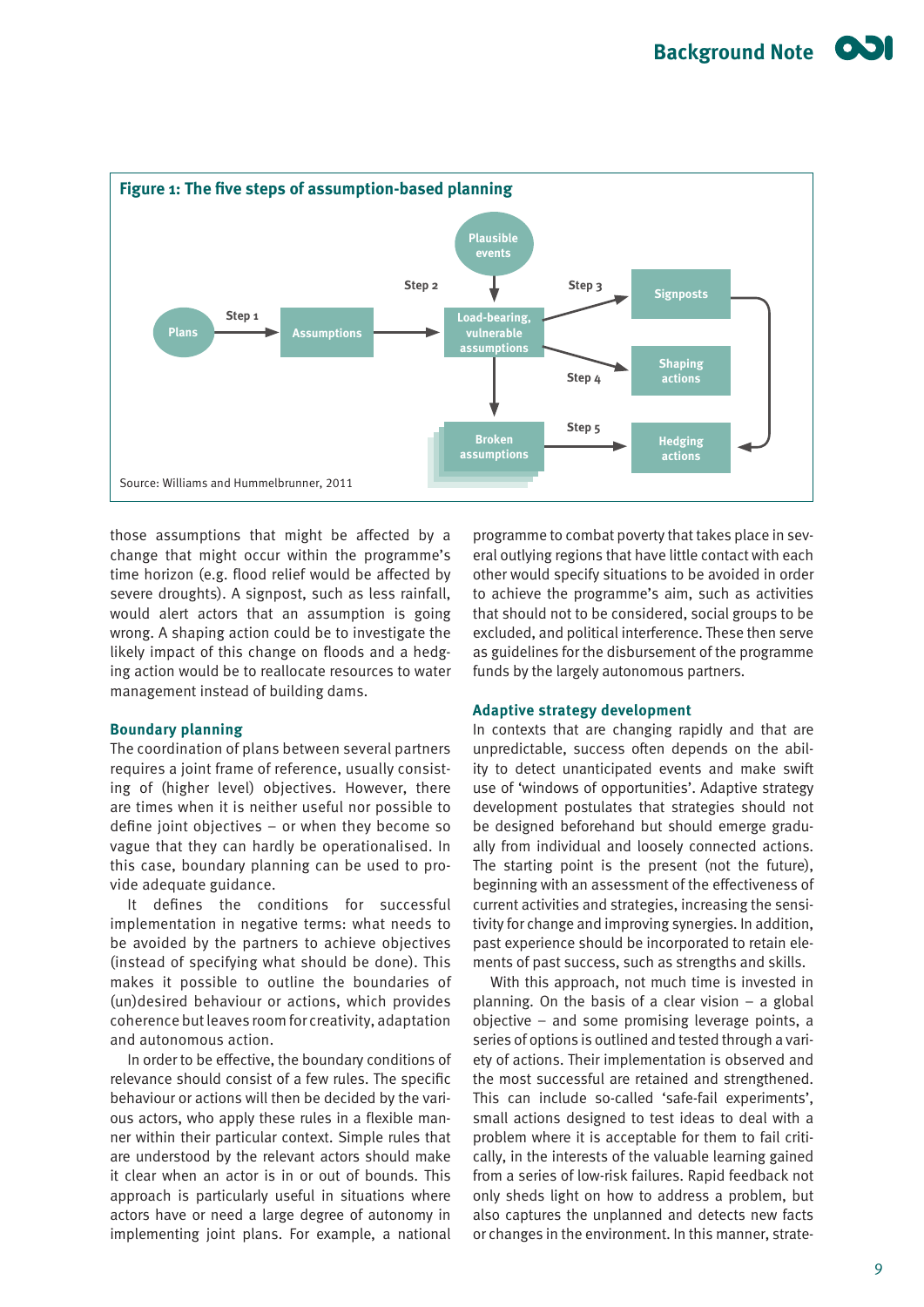**Figure 1: The five steps of assumption-based planning**

Source: Williams and Hummelbrunner, 2011

those assumptions that might be affected by a change that might occur within the programme's time horizon (e.g. flood relief would be affected by severe droughts). A signpost, such as less rainfall, would alert actors that an assumption is going wrong. A shaping action could be to investigate the likely impact of this change on floods and a hedging action would be to reallocate resources to water management instead of building dams.

### Boundary planning

The coordination of plans between several partners requires a joint frame of reference, usually consisting of (higher level) objectives. However, there are times when it is neither useful nor possible to define joint objectives – or when they become so vague that they can hardly be operationalised. In this case, boundary planning can be used to provide adequate guidance.

It defines the conditions for successful implementation in negative terms: what needs to be avoided by the partners to achieve objectives (instead of specifying what should be done). This makes it possible to outline the boundaries of (un)desired behaviour or actions, which provides coherence but leaves room for creativity, adaptation and autonomous action.

In order to be effective, the boundary conditions of relevance should consist of a few rules. The specific behaviour or actions will then be decided by the various actors, who apply these rules in a flexible manner within their particular context. Simple rules that are understood by the relevant actors should make it clear when an actor is in or out of bounds. This approach is particularly useful in situations where actors have or need a large degree of autonomy in implementing joint plans. For example, a national programme to combat poverty that takes place in several outlying regions that have little contact with each other would specify situations to be avoided in order to achieve the programme's aim, such as activities that should not to be considered, social groups to be excluded, and political interference. These then serve as guidelines for the disbursement of the programme funds by the largely autonomous partners.

### Adaptive strategy development

In contexts that are changing rapidly and that are unpredictable, success often depends on the ability to detect unanticipated events and make swift use of 'windows of opportunities'. Adaptive strategy development postulates that strategies should not be designed beforehand but should emerge gradually from individual and loosely connected actions. The starting point is the present (not the future), beginning with an assessment of the effectiveness of current activities and strategies, increasing the sensitivity for change and improving synergies. In addition, past experience should be incorporated to retain elements of past success, such as strengths and skills.

With this approach, not much time is invested in planning. On the basis of a clear vision – a global objective – and some promising leverage points, a series of options is outlined and tested through a variety of actions. Their implementation is observed and the most successful are retained and strengthened. This can include so-called 'safe-fail experiments', small actions designed to test ideas to deal with a problem where it is acceptable for them to fail critically, in the interests of the valuable learning gained from a series of low-risk failures. Rapid feedback not only sheds light on how to address a problem, but also captures the unplanned and detects new facts or changes in the environment. In this manner, strate-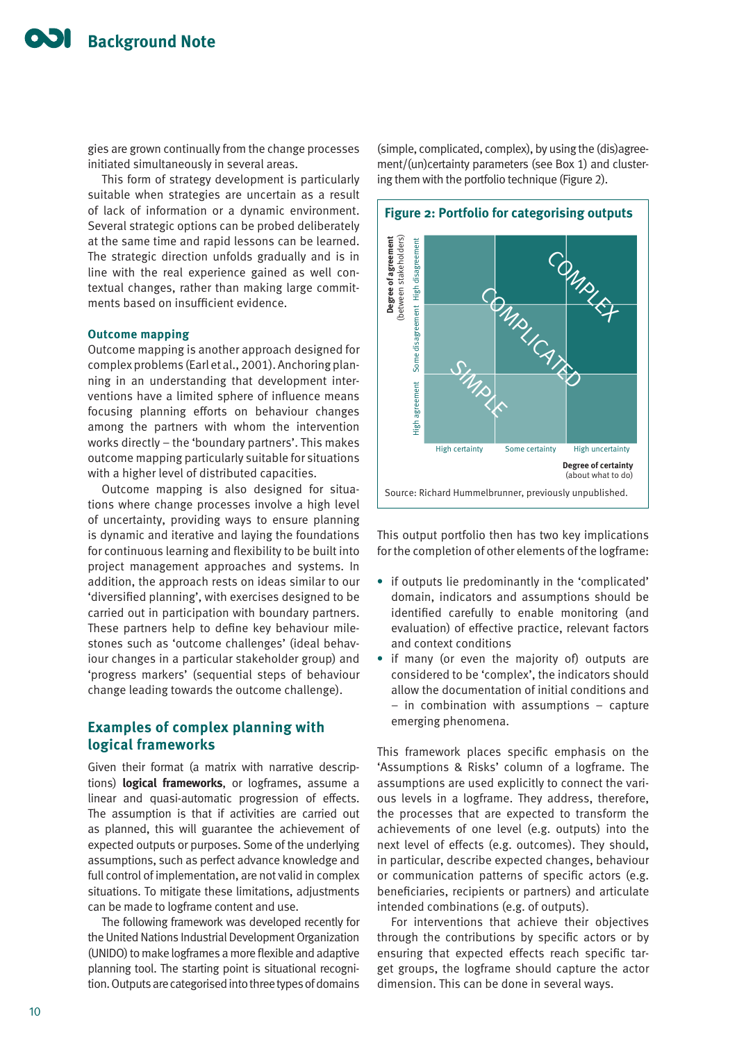gies are grown continually from the change processes initiated simultaneously in several areas.

This form of strategy development is particularly suitable when strategies are uncertain as a result of lack of information or a dynamic environment. Several strategic options can be probed deliberately at the same time and rapid lessons can be learned. The strategic direction unfolds gradually and is in line with the real experience gained as well contextual changes, rather than making large commitments based on insufficient evidence.

### Outcome mapping

Outcome mapping is another approach designed for complex problems (Earl et al., 2001). Anchoring planning in an understanding that development interventions have a limited sphere of influence means focusing planning efforts on behaviour changes among the partners with whom the intervention works directly – the 'boundary partners'. This makes outcome mapping particularly suitable for situations with a higher level of distributed capacities.

Outcome mapping is also designed for situations where change processes involve a high level of uncertainty, providing ways to ensure planning is dynamic and iterative and laying the foundations for continuous learning and flexibility to be built into project management approaches and systems. In addition, the approach rests on ideas similar to our 'diversified planning', with exercises designed to be carried out in participation with boundary partners. These partners help to define key behaviour milestones such as 'outcome challenges' (ideal behaviour changes in a particular stakeholder group) and 'progress markers' (sequential steps of behaviour change leading towards the outcome challenge).

## Examples of complex planning with logical frameworks

Given their format (a matrix with narrative descriptions) **logical frameworks**, or logframes, assume a linear and quasi-automatic progression of effects. The assumption is that if activities are carried out as planned, this will guarantee the achievement of expected outputs or purposes. Some of the underlying assumptions, such as perfect advance knowledge and full control of implementation, are not valid in complex situations. To mitigate these limitations, adjustments can be made to logframe content and use.

The following framework was developed recently for the United Nations Industrial Development Organization (UNIDO) to make logframes a more flexible and adaptive planning tool. The starting point is situational recognition. Outputs are categorised into three types of domains (simple, complicated, complex), by using the (dis)agreement/(un)certainty parameters (see Box 1) and clustering them with the portfolio technique (Figure 2).

**Figure 2: Portfolio for categorising outputs**

| Degree of agreement (between stakeholders) | High certainty | Some certainty | High uncertainty |
|---|---|---|---|
| High disagreement | | COMPLICATED | COMPLEX |
| Some disagreement | | COMPLICATED | COMPLEX |
| High agreement | SIMPLE | | |

Degree of certainty (about what to do)

Source: Richard Hummelbrunner, previously unpublished.

This output portfolio then has two key implications for the completion of other elements of the logframe:

- if outputs lie predominantly in the 'complicated' domain, indicators and assumptions should be identified carefully to enable monitoring (and evaluation) of effective practice, relevant factors and context conditions
- if many (or even the majority of) outputs are considered to be 'complex', the indicators should allow the documentation of initial conditions and – in combination with assumptions – capture emerging phenomena.

This framework places specific emphasis on the 'Assumptions & Risks' column of a logframe. The assumptions are used explicitly to connect the various levels in a logframe. They address, therefore, the processes that are expected to transform the achievements of one level (e.g. outputs) into the next level of effects (e.g. outcomes). They should, in particular, describe expected changes, behaviour or communication patterns of specific actors (e.g. beneficiaries, recipients or partners) and articulate intended combinations (e.g. of outputs).

For interventions that achieve their objectives through the contributions by specific actors or by ensuring that expected effects reach specific target groups, the logframe should capture the actor dimension. This can be done in several ways.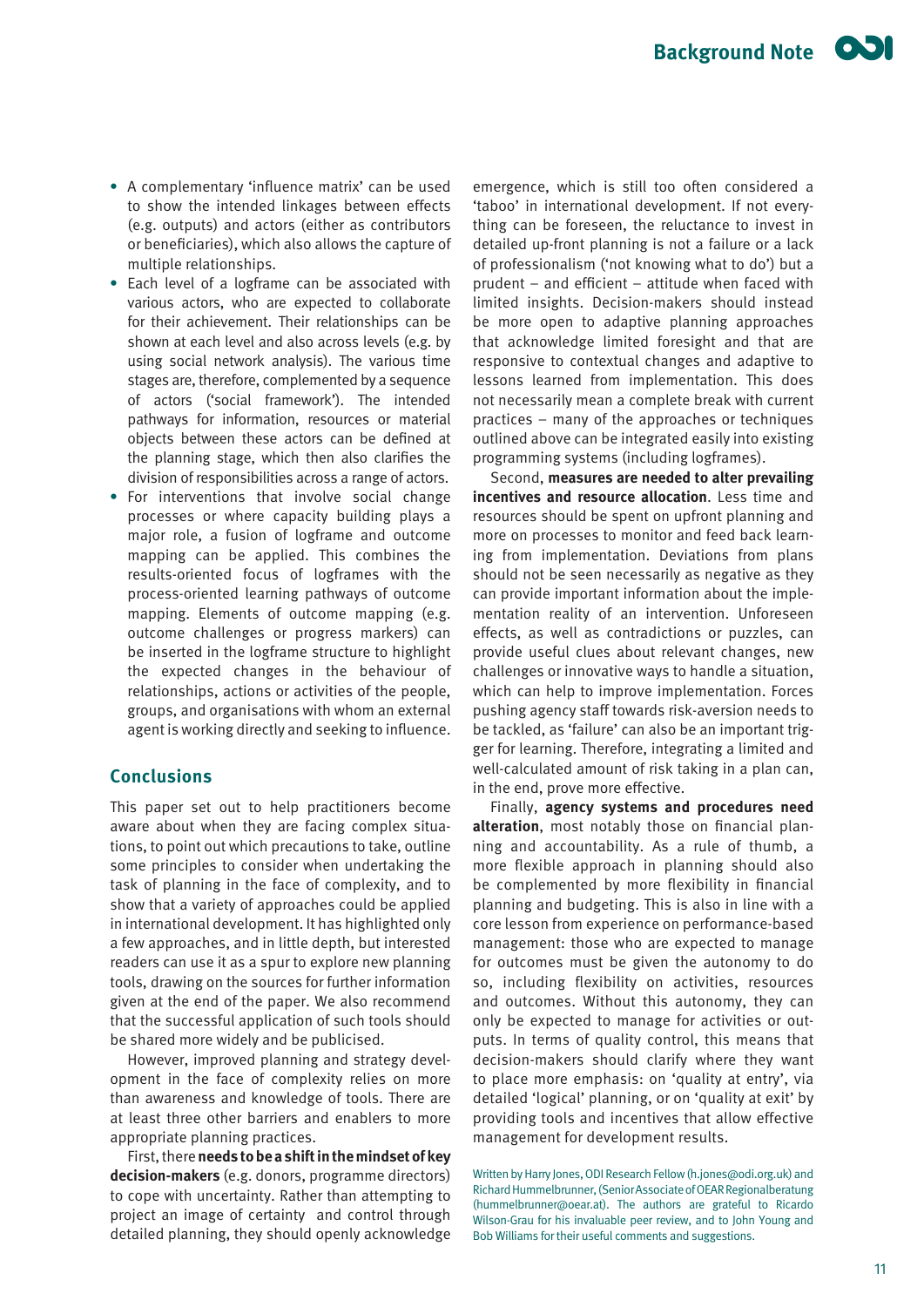- A complementary 'influence matrix' can be used to show the intended linkages between effects (e.g. outputs) and actors (either as contributors or beneficiaries), which also allows the capture of multiple relationships.
- Each level of a logframe can be associated with various actors, who are expected to collaborate for their achievement. Their relationships can be shown at each level and also across levels (e.g. by using social network analysis). The various time stages are, therefore, complemented by a sequence of actors ('social framework'). The intended pathways for information, resources or material objects between these actors can be defined at the planning stage, which then also clarifies the division of responsibilities across a range of actors.
- For interventions that involve social change processes or where capacity building plays a major role, a fusion of logframe and outcome mapping can be applied. This combines the results-oriented focus of logframes with the process-oriented learning pathways of outcome mapping. Elements of outcome mapping (e.g. outcome challenges or progress markers) can be inserted in the logframe structure to highlight the expected changes in the behaviour of relationships, actions or activities of the people, groups, and organisations with whom an external agent is working directly and seeking to influence.

## Conclusions

This paper set out to help practitioners become aware about when they are facing complex situations, to point out which precautions to take, outline some principles to consider when undertaking the task of planning in the face of complexity, and to show that a variety of approaches could be applied in international development. It has highlighted only a few approaches, and in little depth, but interested readers can use it as a spur to explore new planning tools, drawing on the sources for further information given at the end of the paper. We also recommend that the successful application of such tools should be shared more widely and be publicised.

However, improved planning and strategy development in the face of complexity relies on more than awareness and knowledge of tools. There are at least three other barriers and enablers to more appropriate planning practices.

First, there **needs to be a shift in the mindset of key decision-makers** (e.g. donors, programme directors) to cope with uncertainty. Rather than attempting to project an image of certainty and control through detailed planning, they should openly acknowledge emergence, which is still too often considered a 'taboo' in international development. If not everything can be foreseen, the reluctance to invest in detailed up-front planning is not a failure or a lack of professionalism ('not knowing what to do') but a prudent – and efficient – attitude when faced with limited insights. Decision-makers should instead be more open to adaptive planning approaches that acknowledge limited foresight and that are responsive to contextual changes and adaptive to lessons learned from implementation. This does not necessarily mean a complete break with current practices – many of the approaches or techniques outlined above can be integrated easily into existing programming systems (including logframes).

Second, **measures are needed to alter prevailing incentives and resource allocation**. Less time and resources should be spent on upfront planning and more on processes to monitor and feed back learning from implementation. Deviations from plans should not be seen necessarily as negative as they can provide important information about the implementation reality of an intervention. Unforeseen effects, as well as contradictions or puzzles, can provide useful clues about relevant changes, new challenges or innovative ways to handle a situation, which can help to improve implementation. Forces pushing agency staff towards risk-aversion needs to be tackled, as 'failure' can also be an important trigger for learning. Therefore, integrating a limited and well-calculated amount of risk taking in a plan can, in the end, prove more effective.

Finally, **agency systems and procedures need alteration**, most notably those on financial planning and accountability. As a rule of thumb, a more flexible approach in planning should also be complemented by more flexibility in financial planning and budgeting. This is also in line with a core lesson from experience on performance-based management: those who are expected to manage for outcomes must be given the autonomy to do so, including flexibility on activities, resources and outcomes. Without this autonomy, they can only be expected to manage for activities or outputs. In terms of quality control, this means that decision-makers should clarify where they want to place more emphasis: on 'quality at entry', via detailed 'logical' planning, or on 'quality at exit' by providing tools and incentives that allow effective management for development results.

Written by Harry Jones, ODI Research Fellow (h.jones@odi.org.uk) and Richard Hummelbrunner, (Senior Associate of OEAR Regionalberatung (hummelbrunner@oear.at). The authors are grateful to Ricardo Wilson-Grau for his invaluable peer review, and to John Young and Bob Williams for their useful comments and suggestions.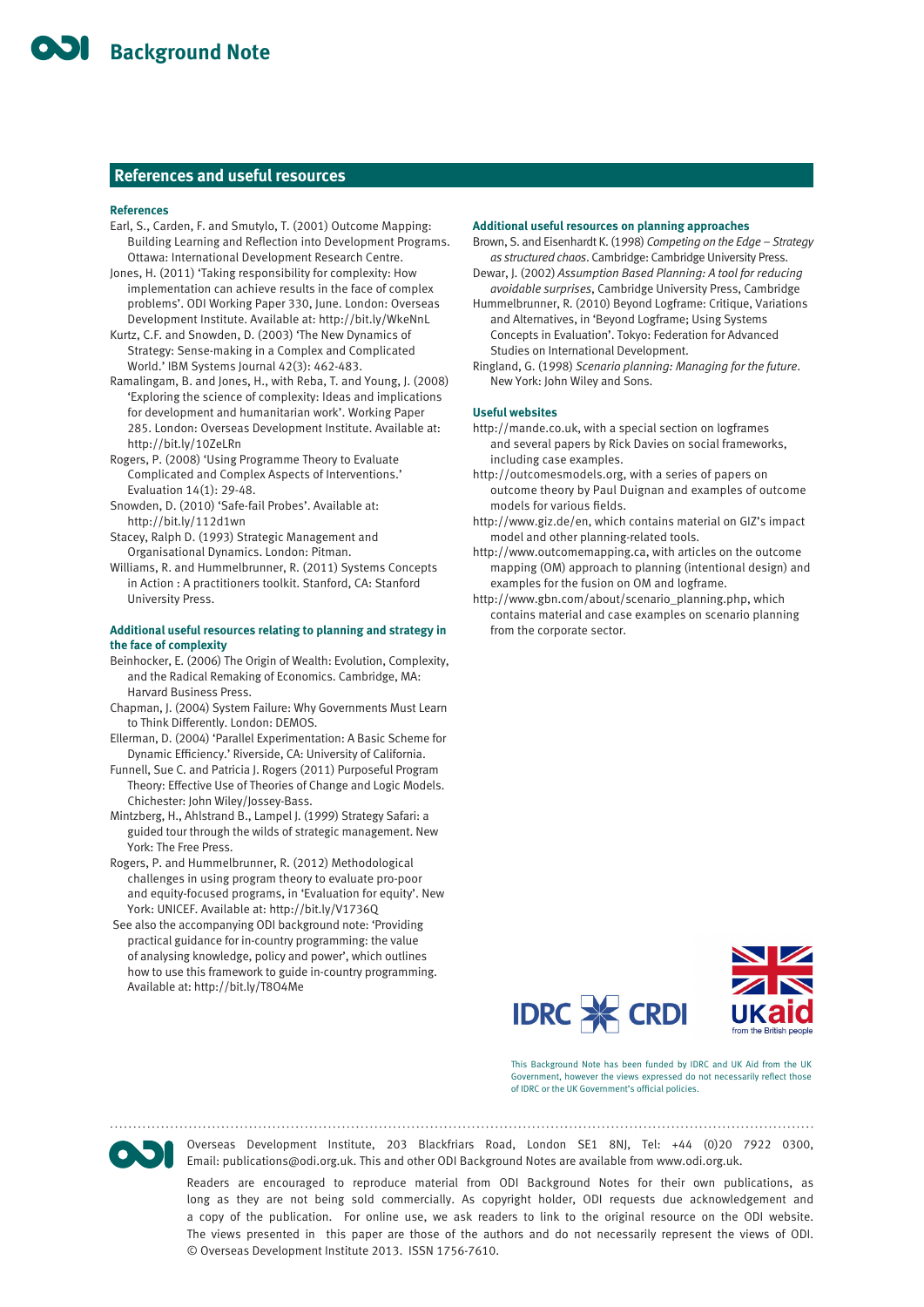## References and useful resources

### References

Earl, S., Carden, F. and Smutylo, T. (2001) Outcome Mapping: Building Learning and Reflection into Development Programs. Ottawa: International Development Research Centre.

Jones, H. (2011) 'Taking responsibility for complexity: How implementation can achieve results in the face of complex problems'. ODI Working Paper 330, June. London: Overseas Development Institute. Available at: http://bit.ly/WkeNnL

Kurtz, C.F. and Snowden, D. (2003) 'The New Dynamics of Strategy: Sense-making in a Complex and Complicated World.' IBM Systems Journal 42(3): 462-483.

Ramalingam, B. and Jones, H., with Reba, T. and Young, J. (2008) 'Exploring the science of complexity: Ideas and implications for development and humanitarian work'. Working Paper 285. London: Overseas Development Institute. Available at: http://bit.ly/10ZeLRn

Rogers, P. (2008) 'Using Programme Theory to Evaluate Complicated and Complex Aspects of Interventions.' Evaluation 14(1): 29-48.

Snowden, D. (2010) 'Safe-fail Probes'. Available at: http://bit.ly/112d1wn

Stacey, Ralph D. (1993) Strategic Management and Organisational Dynamics. London: Pitman.

Williams, R. and Hummelbrunner, R. (2011) Systems Concepts in Action : A practitioners toolkit. Stanford, CA: Stanford University Press.

### Additional useful resources relating to planning and strategy in the face of complexity

Beinhocker, E. (2006) The Origin of Wealth: Evolution, Complexity, and the Radical Remaking of Economics. Cambridge, MA: Harvard Business Press.

Chapman, J. (2004) System Failure: Why Governments Must Learn to Think Differently. London: DEMOS.

Ellerman, D. (2004) 'Parallel Experimentation: A Basic Scheme for Dynamic Efficiency.' Riverside, CA: University of California.

Funnell, Sue C. and Patricia J. Rogers (2011) Purposeful Program Theory: Effective Use of Theories of Change and Logic Models. Chichester: John Wiley/Jossey-Bass.

Mintzberg, H., Ahlstrand B., Lampel J. (1999) Strategy Safari: a guided tour through the wilds of strategic management. New York: The Free Press.

Rogers, P. and Hummelbrunner, R. (2012) Methodological challenges in using program theory to evaluate pro-poor and equity-focused programs, in 'Evaluation for equity'. New York: UNICEF. Available at: http://bit.ly/V1736Q

See also the accompanying ODI background note: 'Providing practical guidance for in-country programming: the value of analysing knowledge, policy and power', which outlines how to use this framework to guide in-country programming. Available at: http://bit.ly/T8O4Me

### Additional useful resources on planning approaches

Brown, S. and Eisenhardt K. (1998) *Competing on the Edge – Strategy as structured chaos*. Cambridge: Cambridge University Press.

Dewar, J. (2002) *Assumption Based Planning: A tool for reducing avoidable surprises*, Cambridge University Press, Cambridge

Hummelbrunner, R. (2010) Beyond Logframe: Critique, Variations and Alternatives, in 'Beyond Logframe; Using Systems Concepts in Evaluation'. Tokyo: Federation for Advanced Studies on International Development.

Ringland, G. (1998) *Scenario planning: Managing for the future*. New York: John Wiley and Sons.

### Useful websites

http://mande.co.uk, with a special section on logframes and several papers by Rick Davies on social frameworks, including case examples.

http://outcomesmodels.org, with a series of papers on outcome theory by Paul Duignan and examples of outcome models for various fields.

http://www.giz.de/en, which contains material on GIZ's impact model and other planning-related tools.

http://www.outcomemapping.ca, with articles on the outcome mapping (OM) approach to planning (intentional design) and examples for the fusion on OM and logframe.

http://www.gbn.com/about/scenario_planning.php, which contains material and case examples on scenario planning from the corporate sector.

IDRC CRDI

UKaid from the British people

This Background Note has been funded by IDRC and UK Aid from the UK Government, however the views expressed do not necessarily reflect those of IDRC or the UK Government's official policies.

Overseas Development Institute, 203 Blackfriars Road, London SE1 8NJ, Tel: +44 (0)20 7922 0300, Email: publications@odi.org.uk. This and other ODI Background Notes are available from www.odi.org.uk.

Readers are encouraged to reproduce material from ODI Background Notes for their own publications, as long as they are not being sold commercially. As copyright holder, ODI requests due acknowledgement and a copy of the publication. For online use, we ask readers to link to the original resource on the ODI website. The views presented in this paper are those of the authors and do not necessarily represent the views of ODI. © Overseas Development Institute 2013. ISSN 1756-7610.